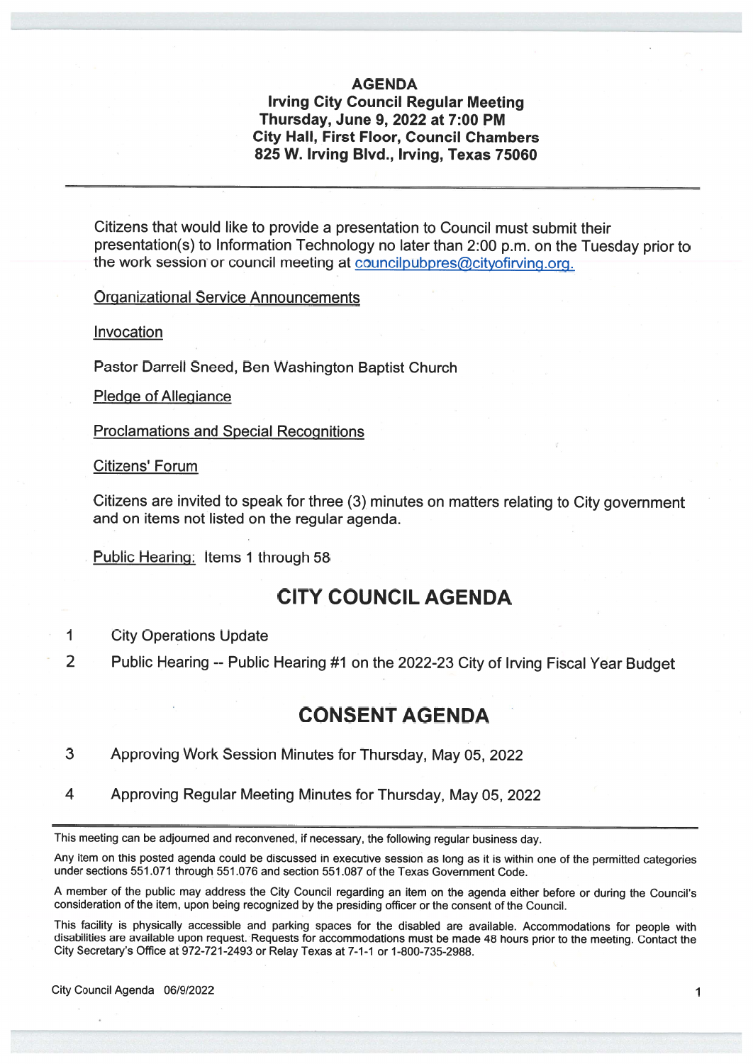# AGENDA

## Irving City Council Regular Meeting
## Thursday, June 9, 2022 at 7:00 PM
## City Hall, First Floor, Council Chambers
## 825 W. Irving Blvd., Irving, Texas 75060

---

Citizens that would like to provide a presentation to Council must submit their presentation(s) to Information Technology no later than 2:00 p.m. on the Tuesday prior to the work session or council meeting at councilpubpres@cityofirving.org.

Organizational Service Announcements

Invocation

Pastor Darrell Sneed, Ben Washington Baptist Church

Pledge of Allegiance

Proclamations and Special Recognitions

Citizens' Forum

Citizens are invited to speak for three (3) minutes on matters relating to City government and on items not listed on the regular agenda.

Public Hearing: Items 1 through 58

## CITY COUNCIL AGENDA

1 City Operations Update

2 Public Hearing -- Public Hearing #1 on the 2022-23 City of Irving Fiscal Year Budget

## CONSENT AGENDA

3 Approving Work Session Minutes for Thursday, May 05, 2022

4 Approving Regular Meeting Minutes for Thursday, May 05, 2022

---

This meeting can be adjourned and reconvened, if necessary, the following regular business day.

Any item on this posted agenda could be discussed in executive session as long as it is within one of the permitted categories under sections 551.071 through 551.076 and section 551.087 of the Texas Government Code.

A member of the public may address the City Council regarding an item on the agenda either before or during the Council's consideration of the item, upon being recognized by the presiding officer or the consent of the Council.

This facility is physically accessible and parking spaces for the disabled are available. Accommodations for people with disabilities are available upon request. Requests for accommodations must be made 48 hours prior to the meeting. Contact the City Secretary's Office at 972-721-2493 or Relay Texas at 7-1-1 or 1-800-735-2988.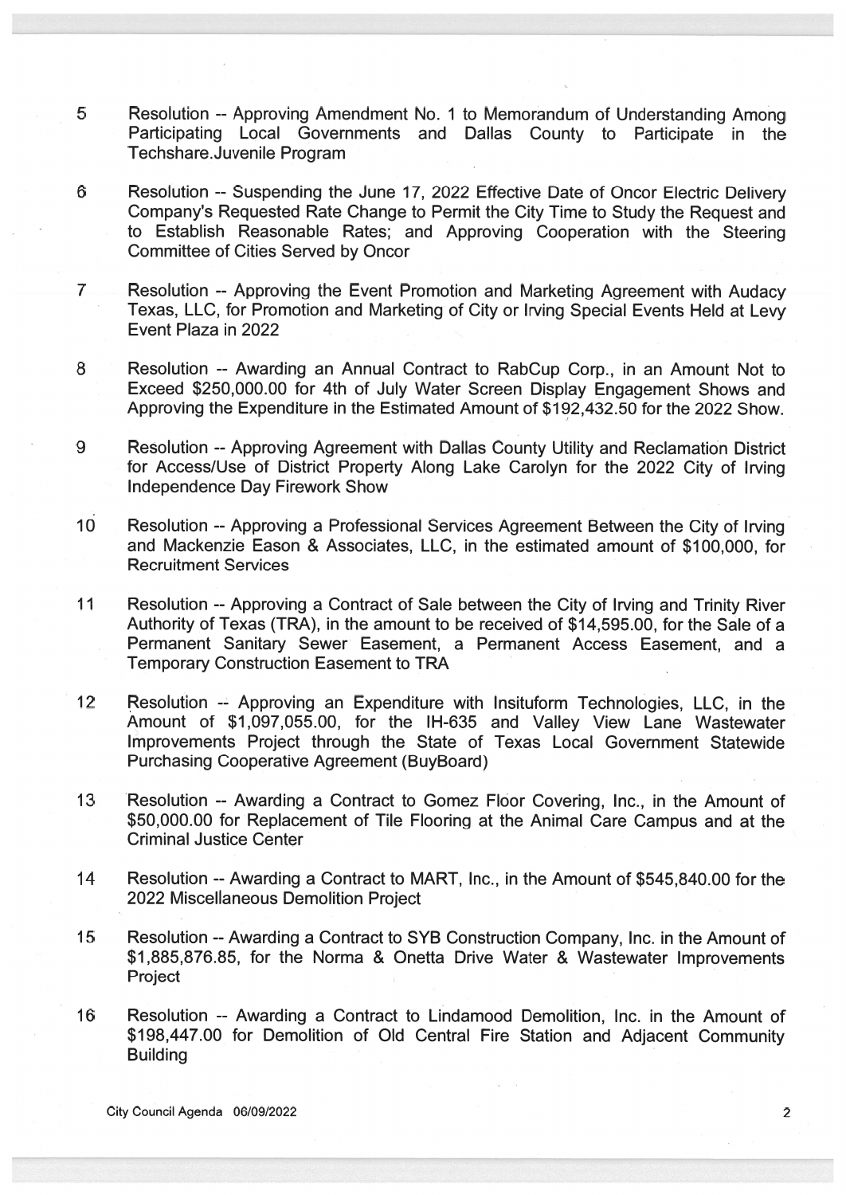5 Resolution -- Approving Amendment No. 1 to Memorandum of Understanding Among Participating Local Governments and Dallas County to Participate in the Techshare.Juvenile Program

6 Resolution -- Suspending the June 17, 2022 Effective Date of Oncor Electric Delivery Company's Requested Rate Change to Permit the City Time to Study the Request and to Establish Reasonable Rates; and Approving Cooperation with the Steering Committee of Cities Served by Oncor

7 Resolution -- Approving the Event Promotion and Marketing Agreement with Audacy Texas, LLC, for Promotion and Marketing of City or Irving Special Events Held at Levy Event Plaza in 2022

8 Resolution -- Awarding an Annual Contract to RabCup Corp., in an Amount Not to Exceed $250,000.00 for 4th of July Water Screen Display Engagement Shows and Approving the Expenditure in the Estimated Amount of $192,432.50 for the 2022 Show.

9 Resolution -- Approving Agreement with Dallas County Utility and Reclamation District for Access/Use of District Property Along Lake Carolyn for the 2022 City of Irving Independence Day Firework Show

10 Resolution -- Approving a Professional Services Agreement Between the City of Irving and Mackenzie Eason & Associates, LLC, in the estimated amount of $100,000, for Recruitment Services

11 Resolution -- Approving a Contract of Sale between the City of Irving and Trinity River Authority of Texas (TRA), in the amount to be received of $14,595.00, for the Sale of a Permanent Sanitary Sewer Easement, a Permanent Access Easement, and a Temporary Construction Easement to TRA

12 Resolution -- Approving an Expenditure with Insituform Technologies, LLC, in the Amount of $1,097,055.00, for the IH-635 and Valley View Lane Wastewater Improvements Project through the State of Texas Local Government Statewide Purchasing Cooperative Agreement (BuyBoard)

13 Resolution -- Awarding a Contract to Gomez Floor Covering, Inc., in the Amount of $50,000.00 for Replacement of Tile Flooring at the Animal Care Campus and at the Criminal Justice Center

14 Resolution -- Awarding a Contract to MART, Inc., in the Amount of $545,840.00 for the 2022 Miscellaneous Demolition Project

15 Resolution -- Awarding a Contract to SYB Construction Company, Inc. in the Amount of $1,885,876.85, for the Norma & Onetta Drive Water & Wastewater Improvements Project

16 Resolution -- Awarding a Contract to Lindamood Demolition, Inc. in the Amount of $198,447.00 for Demolition of Old Central Fire Station and Adjacent Community Building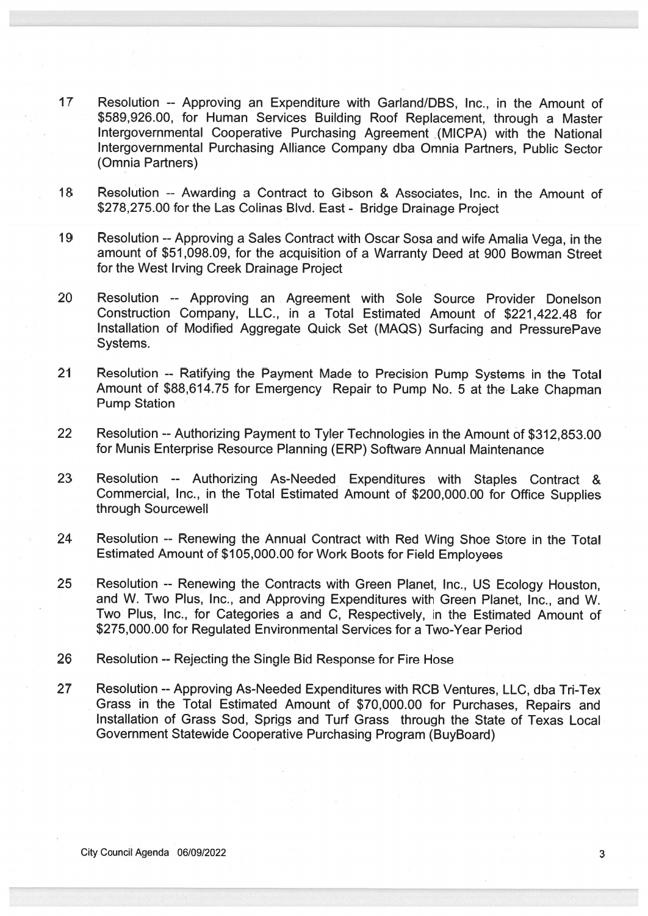17 Resolution -- Approving an Expenditure with Garland/DBS, Inc., in the Amount of $589,926.00, for Human Services Building Roof Replacement, through a Master Intergovernmental Cooperative Purchasing Agreement (MICPA) with the National Intergovernmental Purchasing Alliance Company dba Omnia Partners, Public Sector (Omnia Partners)

18 Resolution -- Awarding a Contract to Gibson & Associates, Inc. in the Amount of $278,275.00 for the Las Colinas Blvd. East - Bridge Drainage Project

19 Resolution -- Approving a Sales Contract with Oscar Sosa and wife Amalia Vega, in the amount of $51,098.09, for the acquisition of a Warranty Deed at 900 Bowman Street for the West Irving Creek Drainage Project

20 Resolution -- Approving an Agreement with Sole Source Provider Donelson Construction Company, LLC., in a Total Estimated Amount of $221,422.48 for Installation of Modified Aggregate Quick Set (MAQS) Surfacing and PressurePave Systems.

21 Resolution -- Ratifying the Payment Made to Precision Pump Systems in the Total Amount of $88,614.75 for Emergency Repair to Pump No. 5 at the Lake Chapman Pump Station

22 Resolution -- Authorizing Payment to Tyler Technologies in the Amount of $312,853.00 for Munis Enterprise Resource Planning (ERP) Software Annual Maintenance

23 Resolution -- Authorizing As-Needed Expenditures with Staples Contract & Commercial, Inc., in the Total Estimated Amount of $200,000.00 for Office Supplies through Sourcewell

24 Resolution -- Renewing the Annual Contract with Red Wing Shoe Store in the Total Estimated Amount of $105,000.00 for Work Boots for Field Employees

25 Resolution -- Renewing the Contracts with Green Planet, Inc., US Ecology Houston, and W. Two Plus, Inc., and Approving Expenditures with Green Planet, Inc., and W. Two Plus, Inc., for Categories a and C, Respectively, in the Estimated Amount of $275,000.00 for Regulated Environmental Services for a Two-Year Period

26 Resolution -- Rejecting the Single Bid Response for Fire Hose

27 Resolution -- Approving As-Needed Expenditures with RCB Ventures, LLC, dba Tri-Tex Grass in the Total Estimated Amount of $70,000.00 for Purchases, Repairs and Installation of Grass Sod, Sprigs and Turf Grass through the State of Texas Local Government Statewide Cooperative Purchasing Program (BuyBoard)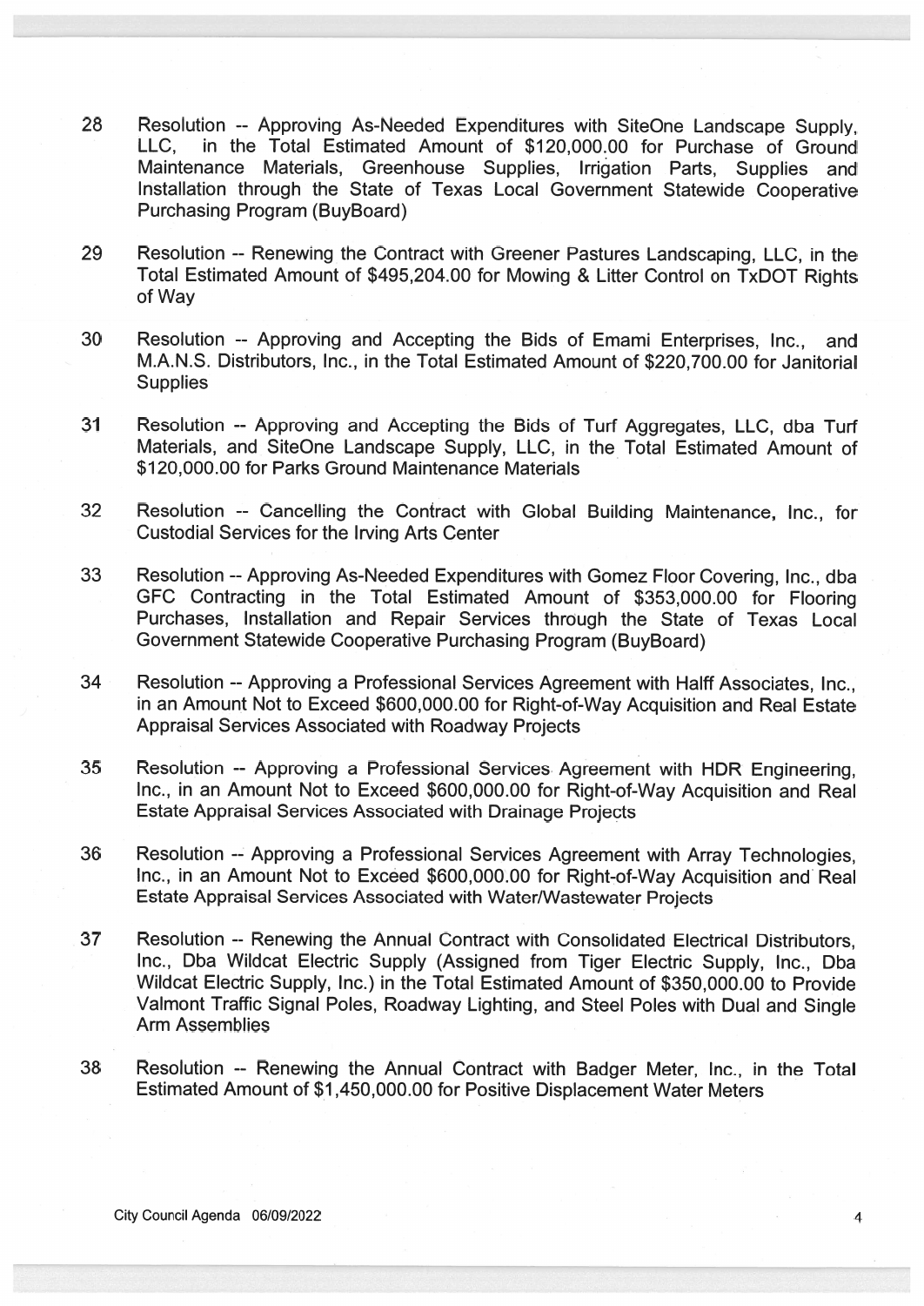28 Resolution -- Approving As-Needed Expenditures with SiteOne Landscape Supply, LLC, in the Total Estimated Amount of $120,000.00 for Purchase of Ground Maintenance Materials, Greenhouse Supplies, Irrigation Parts, Supplies and Installation through the State of Texas Local Government Statewide Cooperative Purchasing Program (BuyBoard)

29 Resolution -- Renewing the Contract with Greener Pastures Landscaping, LLC, in the Total Estimated Amount of $495,204.00 for Mowing & Litter Control on TxDOT Rights of Way

30 Resolution -- Approving and Accepting the Bids of Emami Enterprises, Inc., and M.A.N.S. Distributors, Inc., in the Total Estimated Amount of $220,700.00 for Janitorial Supplies

31 Resolution -- Approving and Accepting the Bids of Turf Aggregates, LLC, dba Turf Materials, and SiteOne Landscape Supply, LLC, in the Total Estimated Amount of $120,000.00 for Parks Ground Maintenance Materials

32 Resolution -- Cancelling the Contract with Global Building Maintenance, Inc., for Custodial Services for the Irving Arts Center

33 Resolution -- Approving As-Needed Expenditures with Gomez Floor Covering, Inc., dba GFC Contracting in the Total Estimated Amount of $353,000.00 for Flooring Purchases, Installation and Repair Services through the State of Texas Local Government Statewide Cooperative Purchasing Program (BuyBoard)

34 Resolution -- Approving a Professional Services Agreement with Halff Associates, Inc., in an Amount Not to Exceed $600,000.00 for Right-of-Way Acquisition and Real Estate Appraisal Services Associated with Roadway Projects

35 Resolution -- Approving a Professional Services Agreement with HDR Engineering, Inc., in an Amount Not to Exceed $600,000.00 for Right-of-Way Acquisition and Real Estate Appraisal Services Associated with Drainage Projects

36 Resolution -- Approving a Professional Services Agreement with Array Technologies, Inc., in an Amount Not to Exceed $600,000.00 for Right-of-Way Acquisition and Real Estate Appraisal Services Associated with Water/Wastewater Projects

37 Resolution -- Renewing the Annual Contract with Consolidated Electrical Distributors, Inc., Dba Wildcat Electric Supply (Assigned from Tiger Electric Supply, Inc., Dba Wildcat Electric Supply, Inc.) in the Total Estimated Amount of $350,000.00 to Provide Valmont Traffic Signal Poles, Roadway Lighting, and Steel Poles with Dual and Single Arm Assemblies

38 Resolution -- Renewing the Annual Contract with Badger Meter, Inc., in the Total Estimated Amount of $1,450,000.00 for Positive Displacement Water Meters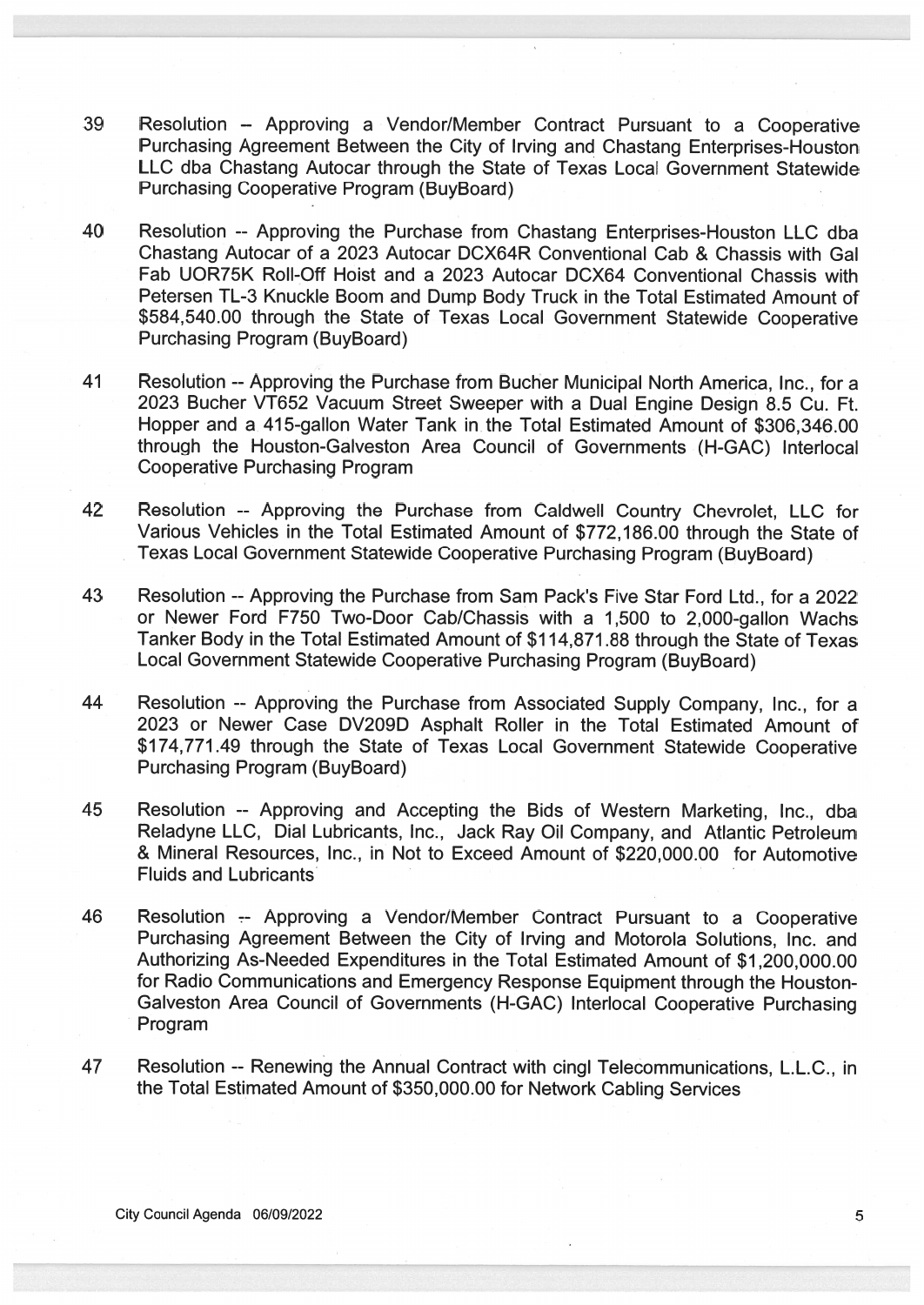39 Resolution – Approving a Vendor/Member Contract Pursuant to a Cooperative Purchasing Agreement Between the City of Irving and Chastang Enterprises-Houston LLC dba Chastang Autocar through the State of Texas Local Government Statewide Purchasing Cooperative Program (BuyBoard)

40 Resolution -- Approving the Purchase from Chastang Enterprises-Houston LLC dba Chastang Autocar of a 2023 Autocar DCX64R Conventional Cab & Chassis with Gal Fab UOR75K Roll-Off Hoist and a 2023 Autocar DCX64 Conventional Chassis with Petersen TL-3 Knuckle Boom and Dump Body Truck in the Total Estimated Amount of $584,540.00 through the State of Texas Local Government Statewide Cooperative Purchasing Program (BuyBoard)

41 Resolution -- Approving the Purchase from Bucher Municipal North America, Inc., for a 2023 Bucher VT652 Vacuum Street Sweeper with a Dual Engine Design 8.5 Cu. Ft. Hopper and a 415-gallon Water Tank in the Total Estimated Amount of $306,346.00 through the Houston-Galveston Area Council of Governments (H-GAC) Interlocal Cooperative Purchasing Program

42 Resolution -- Approving the Purchase from Caldwell Country Chevrolet, LLC for Various Vehicles in the Total Estimated Amount of $772,186.00 through the State of Texas Local Government Statewide Cooperative Purchasing Program (BuyBoard)

43 Resolution -- Approving the Purchase from Sam Pack's Five Star Ford Ltd., for a 2022 or Newer Ford F750 Two-Door Cab/Chassis with a 1,500 to 2,000-gallon Wachs Tanker Body in the Total Estimated Amount of $114,871.88 through the State of Texas Local Government Statewide Cooperative Purchasing Program (BuyBoard)

44 Resolution -- Approving the Purchase from Associated Supply Company, Inc., for a 2023 or Newer Case DV209D Asphalt Roller in the Total Estimated Amount of $174,771.49 through the State of Texas Local Government Statewide Cooperative Purchasing Program (BuyBoard)

45 Resolution -- Approving and Accepting the Bids of Western Marketing, Inc., dba Reladyne LLC, Dial Lubricants, Inc., Jack Ray Oil Company, and Atlantic Petroleum & Mineral Resources, Inc., in Not to Exceed Amount of $220,000.00 for Automotive Fluids and Lubricants

46 Resolution -- Approving a Vendor/Member Contract Pursuant to a Cooperative Purchasing Agreement Between the City of Irving and Motorola Solutions, Inc. and Authorizing As-Needed Expenditures in the Total Estimated Amount of $1,200,000.00 for Radio Communications and Emergency Response Equipment through the Houston-Galveston Area Council of Governments (H-GAC) Interlocal Cooperative Purchasing Program

47 Resolution -- Renewing the Annual Contract with cingl Telecommunications, L.L.C., in the Total Estimated Amount of $350,000.00 for Network Cabling Services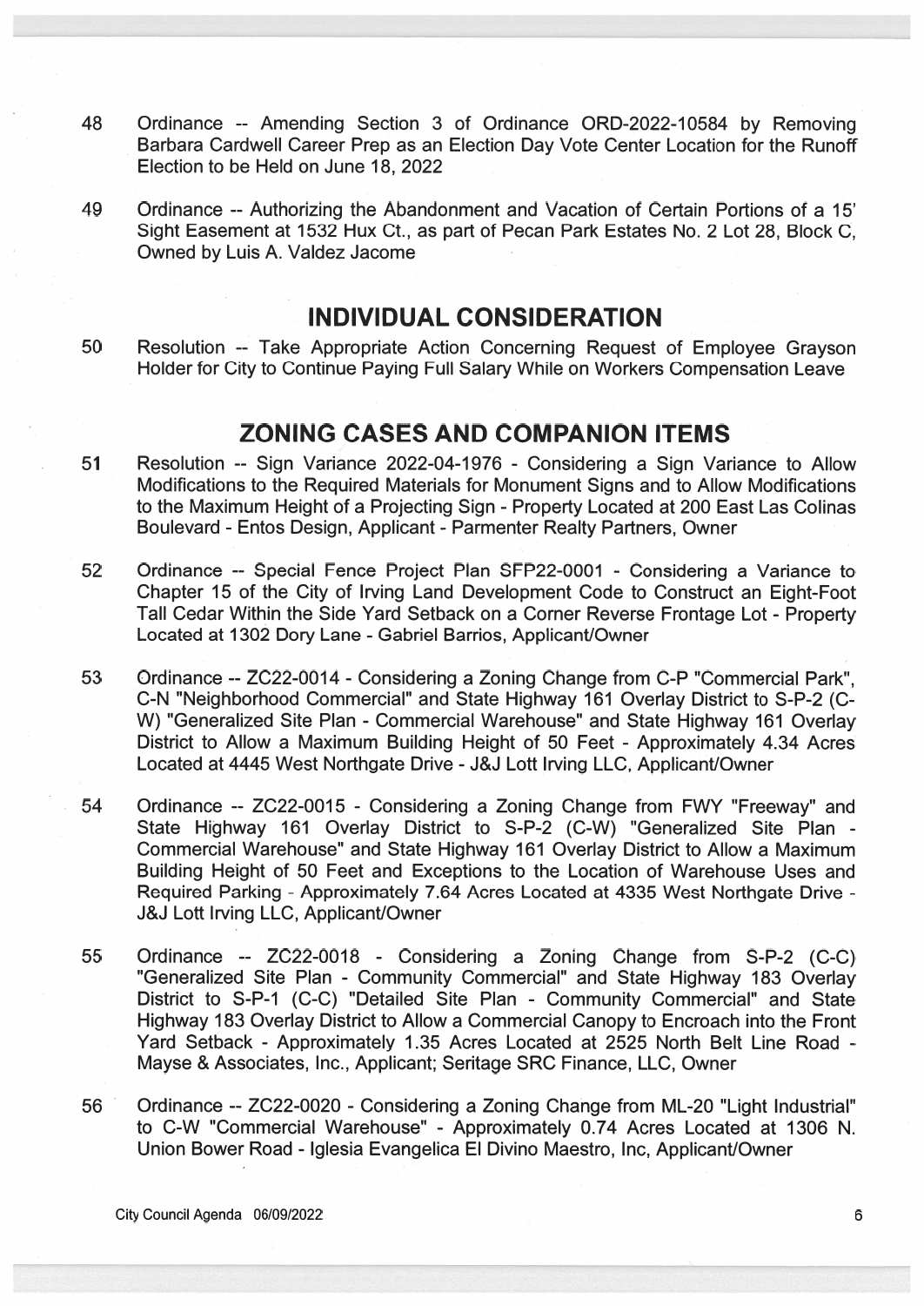48 Ordinance -- Amending Section 3 of Ordinance ORD-2022-10584 by Removing Barbara Cardwell Career Prep as an Election Day Vote Center Location for the Runoff Election to be Held on June 18, 2022

49 Ordinance -- Authorizing the Abandonment and Vacation of Certain Portions of a 15' Sight Easement at 1532 Hux Ct., as part of Pecan Park Estates No. 2 Lot 28, Block C, Owned by Luis A. Valdez Jacome

## INDIVIDUAL CONSIDERATION

50 Resolution -- Take Appropriate Action Concerning Request of Employee Grayson Holder for City to Continue Paying Full Salary While on Workers Compensation Leave

## ZONING CASES AND COMPANION ITEMS

51 Resolution -- Sign Variance 2022-04-1976 - Considering a Sign Variance to Allow Modifications to the Required Materials for Monument Signs and to Allow Modifications to the Maximum Height of a Projecting Sign - Property Located at 200 East Las Colinas Boulevard - Entos Design, Applicant - Parmenter Realty Partners, Owner

52 Ordinance -- Special Fence Project Plan SFP22-0001 - Considering a Variance to Chapter 15 of the City of Irving Land Development Code to Construct an Eight-Foot Tall Cedar Within the Side Yard Setback on a Corner Reverse Frontage Lot - Property Located at 1302 Dory Lane - Gabriel Barrios, Applicant/Owner

53 Ordinance -- ZC22-0014 - Considering a Zoning Change from C-P "Commercial Park", C-N "Neighborhood Commercial" and State Highway 161 Overlay District to S-P-2 (C-W) "Generalized Site Plan - Commercial Warehouse" and State Highway 161 Overlay District to Allow a Maximum Building Height of 50 Feet - Approximately 4.34 Acres Located at 4445 West Northgate Drive - J&J Lott Irving LLC, Applicant/Owner

54 Ordinance -- ZC22-0015 - Considering a Zoning Change from FWY "Freeway" and State Highway 161 Overlay District to S-P-2 (C-W) "Generalized Site Plan - Commercial Warehouse" and State Highway 161 Overlay District to Allow a Maximum Building Height of 50 Feet and Exceptions to the Location of Warehouse Uses and Required Parking - Approximately 7.64 Acres Located at 4335 West Northgate Drive - J&J Lott Irving LLC, Applicant/Owner

55 Ordinance -- ZC22-0018 - Considering a Zoning Change from S-P-2 (C-C) "Generalized Site Plan - Community Commercial" and State Highway 183 Overlay District to S-P-1 (C-C) "Detailed Site Plan - Community Commercial" and State Highway 183 Overlay District to Allow a Commercial Canopy to Encroach into the Front Yard Setback - Approximately 1.35 Acres Located at 2525 North Belt Line Road - Mayse & Associates, Inc., Applicant; Seritage SRC Finance, LLC, Owner

56 Ordinance -- ZC22-0020 - Considering a Zoning Change from ML-20 "Light Industrial" to C-W "Commercial Warehouse" - Approximately 0.74 Acres Located at 1306 N. Union Bower Road - Iglesia Evangelica El Divino Maestro, Inc, Applicant/Owner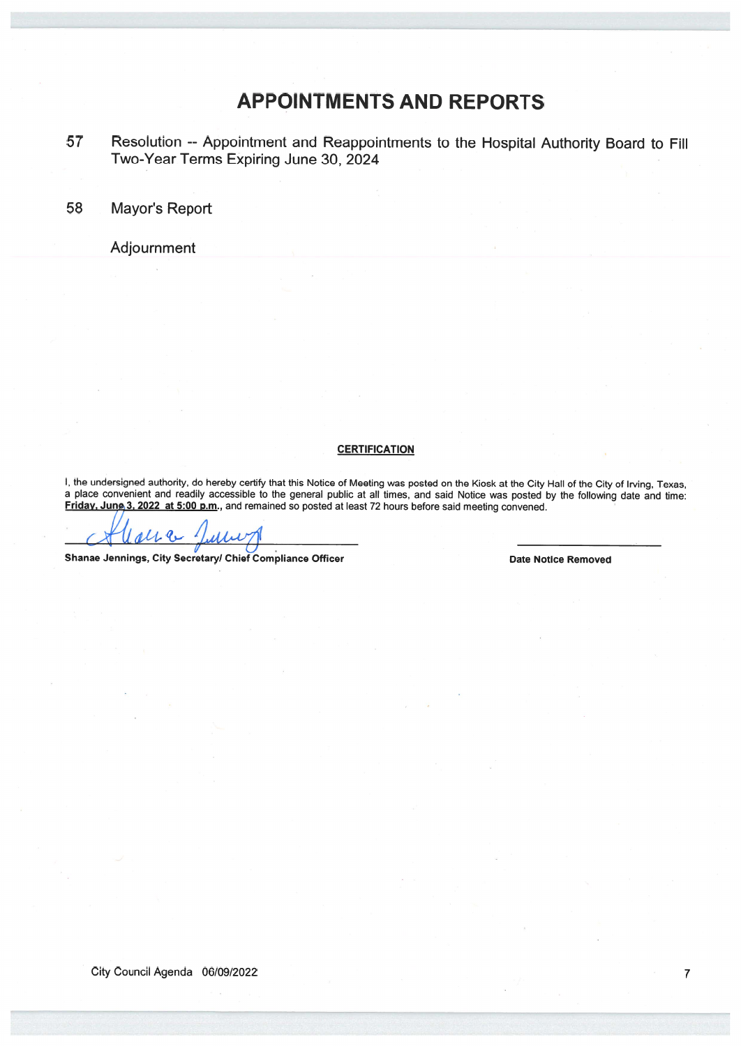# APPOINTMENTS AND REPORTS

57 Resolution -- Appointment and Reappointments to the Hospital Authority Board to Fill Two-Year Terms Expiring June 30, 2024

58 Mayor's Report

Adjournment

**CERTIFICATION**

I, the undersigned authority, do hereby certify that this Notice of Meeting was posted on the Kiosk at the City Hall of the City of Irving, Texas, a place convenient and readily accessible to the general public at all times, and said Notice was posted by the following date and time: **Friday, June 3, 2022 at 5:00 p.m.**, and remained so posted at least 72 hours before said meeting convened.

**Shanae Jennings, City Secretary/ Chief Compliance Officer**

**Date Notice Removed**

City Council Agenda 06/09/2022